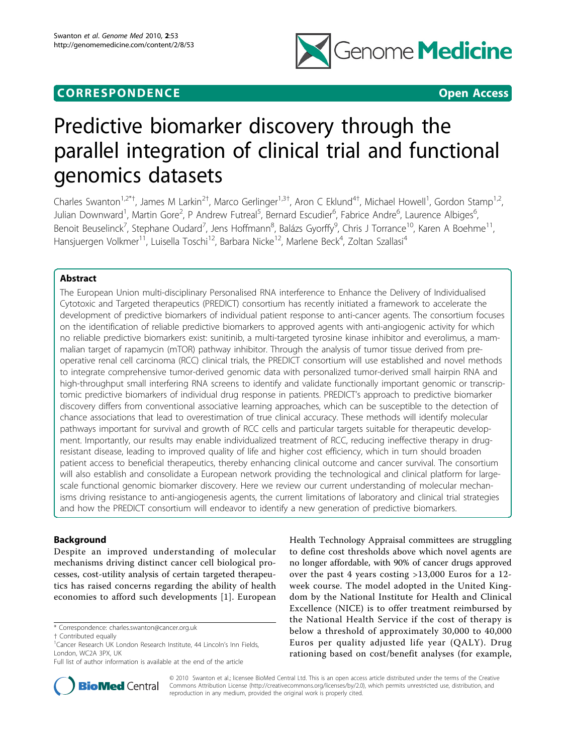CORRESPONDENCE

Open Access

# Predictive biomarker discovery through the parallel integration of clinical trial and functional genomics datasets

Charles Swanton[1,2*†], James M Larkin[2†], Marco Gerlinger[1,3†], Aron C Eklund[4†], Michael Howell[1], Gordon Stamp[1,2], Julian Downward[1], Martin Gore[2], P Andrew Futreal[5], Bernard Escudier[6], Fabrice Andre[6], Laurence Albiges[6], Benoit Beuselinck[7], Stephane Oudard[7], Jens Hoffmann[8], Balázs Gyorffy[9], Chris J Torrance[10], Karen A Boehme[11], Hansjuergen Volkmer[11], Luisella Toschi[12], Barbara Nicke[12], Marlene Beck[4], Zoltan Szallasi[4]

## Abstract

The European Union multi-disciplinary Personalised RNA interference to Enhance the Delivery of Individualised Cytotoxic and Targeted therapeutics (PREDICT) consortium has recently initiated a framework to accelerate the development of predictive biomarkers of individual patient response to anti-cancer agents. The consortium focuses on the identification of reliable predictive biomarkers to approved agents with anti-angiogenic activity for which no reliable predictive biomarkers exist: sunitinib, a multi-targeted tyrosine kinase inhibitor and everolimus, a mammalian target of rapamycin (mTOR) pathway inhibitor. Through the analysis of tumor tissue derived from pre-operative renal cell carcinoma (RCC) clinical trials, the PREDICT consortium will use established and novel methods to integrate comprehensive tumor-derived genomic data with personalized tumor-derived small hairpin RNA and high-throughput small interfering RNA screens to identify and validate functionally important genomic or transcriptomic predictive biomarkers of individual drug response in patients. PREDICT's approach to predictive biomarker discovery differs from conventional associative learning approaches, which can be susceptible to the detection of chance associations that lead to overestimation of true clinical accuracy. These methods will identify molecular pathways important for survival and growth of RCC cells and particular targets suitable for therapeutic development. Importantly, our results may enable individualized treatment of RCC, reducing ineffective therapy in drug-resistant disease, leading to improved quality of life and higher cost efficiency, which in turn should broaden patient access to beneficial therapeutics, thereby enhancing clinical outcome and cancer survival. The consortium will also establish and consolidate a European network providing the technological and clinical platform for large-scale functional genomic biomarker discovery. Here we review our current understanding of molecular mechanisms driving resistance to anti-angiogenesis agents, the current limitations of laboratory and clinical trial strategies and how the PREDICT consortium will endeavor to identify a new generation of predictive biomarkers.

## Background

Despite an improved understanding of molecular mechanisms driving distinct cancer cell biological processes, cost-utility analysis of certain targeted therapeutics has raised concerns regarding the ability of health economies to afford such developments [1]. European Health Technology Appraisal committees are struggling to define cost thresholds above which novel agents are no longer affordable, with 90% of cancer drugs approved over the past 4 years costing >13,000 Euros for a 12-week course. The model adopted in the United Kingdom by the National Institute for Health and Clinical Excellence (NICE) is to offer treatment reimbursed by the National Health Service if the cost of therapy is below a threshold of approximately 30,000 to 40,000 Euros per quality adjusted life year (QALY). Drug rationing based on cost/benefit analyses (for example,

\* Correspondence: charles.swanton@cancer.org.uk
† Contributed equally
[1]Cancer Research UK London Research Institute, 44 Lincoln's Inn Fields, London, WC2A 3PX, UK
Full list of author information is available at the end of the article

© 2010 Swanton et al.; licensee BioMed Central Ltd. This is an open access article distributed under the terms of the Creative Commons Attribution License (http://creativecommons.org/licenses/by/2.0), which permits unrestricted use, distribution, and reproduction in any medium, provided the original work is properly cited.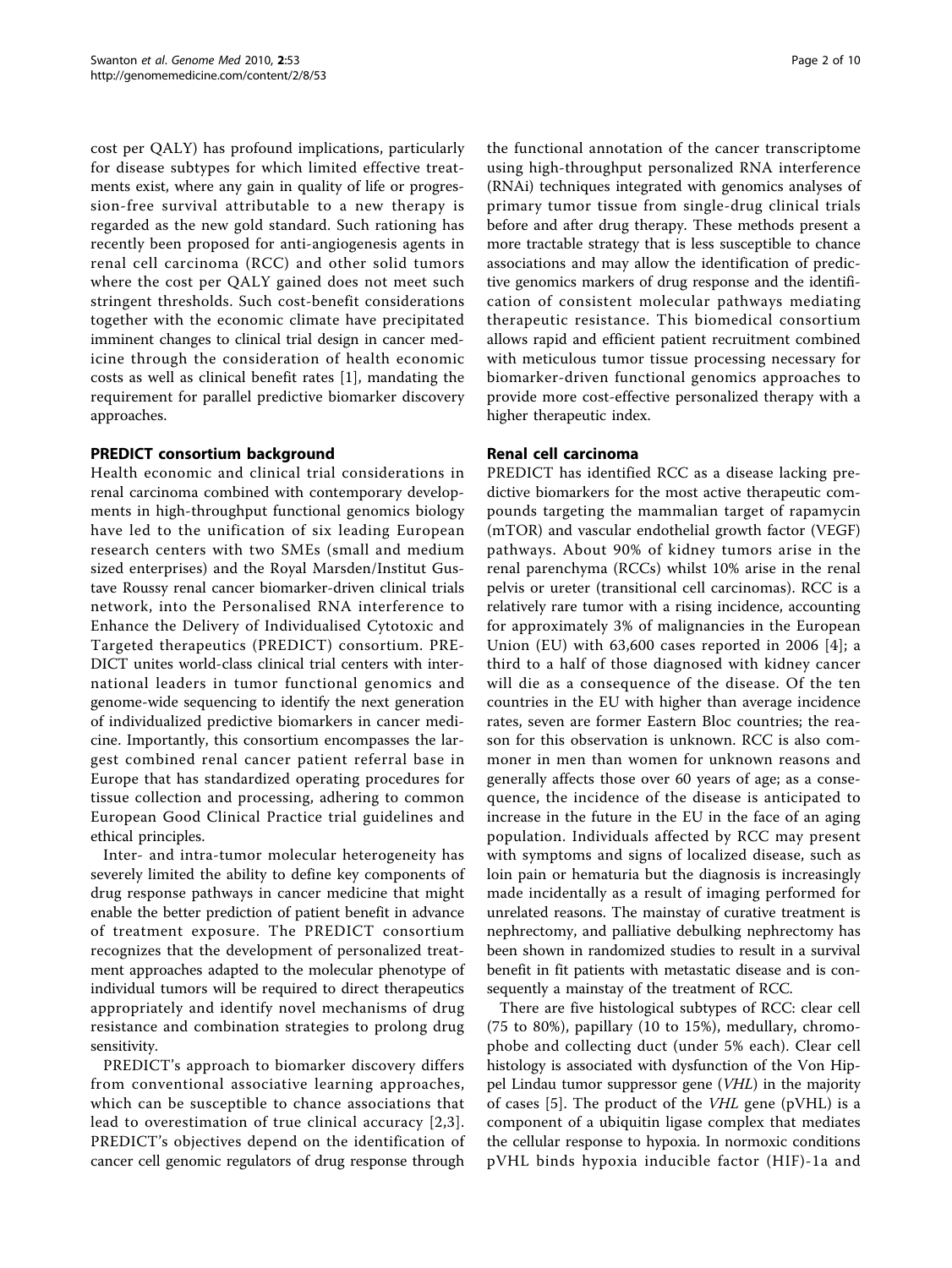cost per QALY) has profound implications, particularly for disease subtypes for which limited effective treatments exist, where any gain in quality of life or progression-free survival attributable to a new therapy is regarded as the new gold standard. Such rationing has recently been proposed for anti-angiogenesis agents in renal cell carcinoma (RCC) and other solid tumors where the cost per QALY gained does not meet such stringent thresholds. Such cost-benefit considerations together with the economic climate have precipitated imminent changes to clinical trial design in cancer medicine through the consideration of health economic costs as well as clinical benefit rates [1], mandating the requirement for parallel predictive biomarker discovery approaches.

## PREDICT consortium background

Health economic and clinical trial considerations in renal carcinoma combined with contemporary developments in high-throughput functional genomics biology have led to the unification of six leading European research centers with two SMEs (small and medium sized enterprises) and the Royal Marsden/Institut Gustave Roussy renal cancer biomarker-driven clinical trials network, into the Personalised RNA interference to Enhance the Delivery of Individualised Cytotoxic and Targeted therapeutics (PREDICT) consortium. PREDICT unites world-class clinical trial centers with international leaders in tumor functional genomics and genome-wide sequencing to identify the next generation of individualized predictive biomarkers in cancer medicine. Importantly, this consortium encompasses the largest combined renal cancer patient referral base in Europe that has standardized operating procedures for tissue collection and processing, adhering to common European Good Clinical Practice trial guidelines and ethical principles.

Inter- and intra-tumor molecular heterogeneity has severely limited the ability to define key components of drug response pathways in cancer medicine that might enable the better prediction of patient benefit in advance of treatment exposure. The PREDICT consortium recognizes that the development of personalized treatment approaches adapted to the molecular phenotype of individual tumors will be required to direct therapeutics appropriately and identify novel mechanisms of drug resistance and combination strategies to prolong drug sensitivity.

PREDICT's approach to biomarker discovery differs from conventional associative learning approaches, which can be susceptible to chance associations that lead to overestimation of true clinical accuracy [2,3]. PREDICT's objectives depend on the identification of cancer cell genomic regulators of drug response through the functional annotation of the cancer transcriptome using high-throughput personalized RNA interference (RNAi) techniques integrated with genomics analyses of primary tumor tissue from single-drug clinical trials before and after drug therapy. These methods present a more tractable strategy that is less susceptible to chance associations and may allow the identification of predictive genomics markers of drug response and the identification of consistent molecular pathways mediating therapeutic resistance. This biomedical consortium allows rapid and efficient patient recruitment combined with meticulous tumor tissue processing necessary for biomarker-driven functional genomics approaches to provide more cost-effective personalized therapy with a higher therapeutic index.

## Renal cell carcinoma

PREDICT has identified RCC as a disease lacking predictive biomarkers for the most active therapeutic compounds targeting the mammalian target of rapamycin (mTOR) and vascular endothelial growth factor (VEGF) pathways. About 90% of kidney tumors arise in the renal parenchyma (RCCs) whilst 10% arise in the renal pelvis or ureter (transitional cell carcinomas). RCC is a relatively rare tumor with a rising incidence, accounting for approximately 3% of malignancies in the European Union (EU) with 63,600 cases reported in 2006 [4]; a third to a half of those diagnosed with kidney cancer will die as a consequence of the disease. Of the ten countries in the EU with higher than average incidence rates, seven are former Eastern Bloc countries; the reason for this observation is unknown. RCC is also commoner in men than women for unknown reasons and generally affects those over 60 years of age; as a consequence, the incidence of the disease is anticipated to increase in the future in the EU in the face of an aging population. Individuals affected by RCC may present with symptoms and signs of localized disease, such as loin pain or hematuria but the diagnosis is increasingly made incidentally as a result of imaging performed for unrelated reasons. The mainstay of curative treatment is nephrectomy, and palliative debulking nephrectomy has been shown in randomized studies to result in a survival benefit in fit patients with metastatic disease and is consequently a mainstay of the treatment of RCC.

There are five histological subtypes of RCC: clear cell (75 to 80%), papillary (10 to 15%), medullary, chromophobe and collecting duct (under 5% each). Clear cell histology is associated with dysfunction of the Von Hippel Lindau tumor suppressor gene (*VHL*) in the majority of cases [5]. The product of the *VHL* gene (pVHL) is a component of a ubiquitin ligase complex that mediates the cellular response to hypoxia. In normoxic conditions pVHL binds hypoxia inducible factor (HIF)-1a and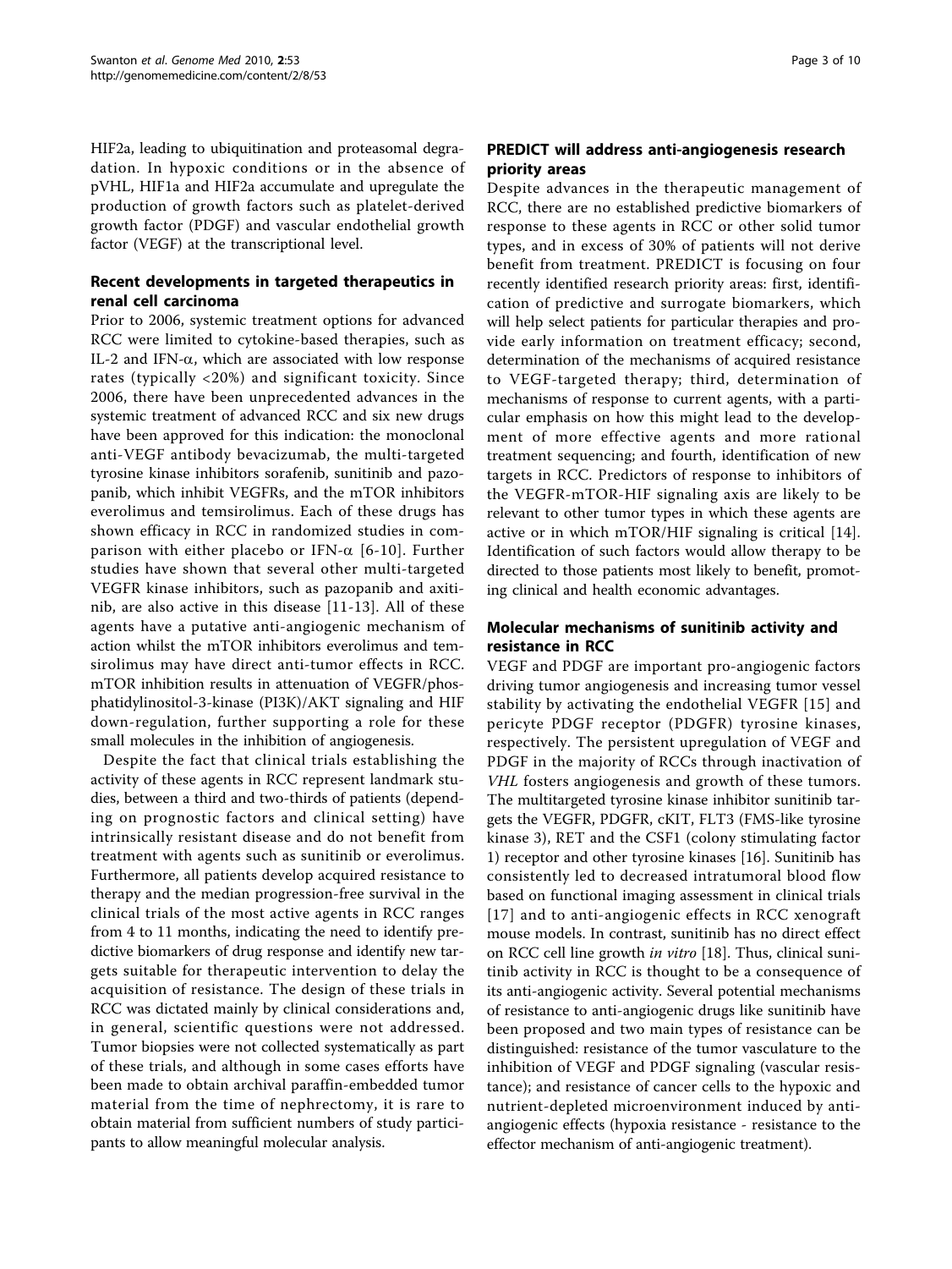HIF2a, leading to ubiquitination and proteasomal degradation. In hypoxic conditions or in the absence of pVHL, HIF1a and HIF2a accumulate and upregulate the production of growth factors such as platelet-derived growth factor (PDGF) and vascular endothelial growth factor (VEGF) at the transcriptional level.

## Recent developments in targeted therapeutics in renal cell carcinoma

Prior to 2006, systemic treatment options for advanced RCC were limited to cytokine-based therapies, such as IL-2 and IFN-α, which are associated with low response rates (typically <20%) and significant toxicity. Since 2006, there have been unprecedented advances in the systemic treatment of advanced RCC and six new drugs have been approved for this indication: the monoclonal anti-VEGF antibody bevacizumab, the multi-targeted tyrosine kinase inhibitors sorafenib, sunitinib and pazopanib, which inhibit VEGFRs, and the mTOR inhibitors everolimus and temsirolimus. Each of these drugs has shown efficacy in RCC in randomized studies in comparison with either placebo or IFN-α [6-10]. Further studies have shown that several other multi-targeted VEGFR kinase inhibitors, such as pazopanib and axitinib, are also active in this disease [11-13]. All of these agents have a putative anti-angiogenic mechanism of action whilst the mTOR inhibitors everolimus and temsirolimus may have direct anti-tumor effects in RCC. mTOR inhibition results in attenuation of VEGFR/phosphatidylinositol-3-kinase (PI3K)/AKT signaling and HIF down-regulation, further supporting a role for these small molecules in the inhibition of angiogenesis.

Despite the fact that clinical trials establishing the activity of these agents in RCC represent landmark studies, between a third and two-thirds of patients (depending on prognostic factors and clinical setting) have intrinsically resistant disease and do not benefit from treatment with agents such as sunitinib or everolimus. Furthermore, all patients develop acquired resistance to therapy and the median progression-free survival in the clinical trials of the most active agents in RCC ranges from 4 to 11 months, indicating the need to identify predictive biomarkers of drug response and identify new targets suitable for therapeutic intervention to delay the acquisition of resistance. The design of these trials in RCC was dictated mainly by clinical considerations and, in general, scientific questions were not addressed. Tumor biopsies were not collected systematically as part of these trials, and although in some cases efforts have been made to obtain archival paraffin-embedded tumor material from the time of nephrectomy, it is rare to obtain material from sufficient numbers of study participants to allow meaningful molecular analysis.

## PREDICT will address anti-angiogenesis research priority areas

Despite advances in the therapeutic management of RCC, there are no established predictive biomarkers of response to these agents in RCC or other solid tumor types, and in excess of 30% of patients will not derive benefit from treatment. PREDICT is focusing on four recently identified research priority areas: first, identification of predictive and surrogate biomarkers, which will help select patients for particular therapies and provide early information on treatment efficacy; second, determination of the mechanisms of acquired resistance to VEGF-targeted therapy; third, determination of mechanisms of response to current agents, with a particular emphasis on how this might lead to the development of more effective agents and more rational treatment sequencing; and fourth, identification of new targets in RCC. Predictors of response to inhibitors of the VEGFR-mTOR-HIF signaling axis are likely to be relevant to other tumor types in which these agents are active or in which mTOR/HIF signaling is critical [14]. Identification of such factors would allow therapy to be directed to those patients most likely to benefit, promoting clinical and health economic advantages.

## Molecular mechanisms of sunitinib activity and resistance in RCC

VEGF and PDGF are important pro-angiogenic factors driving tumor angiogenesis and increasing tumor vessel stability by activating the endothelial VEGFR [15] and pericyte PDGF receptor (PDGFR) tyrosine kinases, respectively. The persistent upregulation of VEGF and PDGF in the majority of RCCs through inactivation of *VHL* fosters angiogenesis and growth of these tumors. The multitargeted tyrosine kinase inhibitor sunitinib targets the VEGFR, PDGFR, cKIT, FLT3 (FMS-like tyrosine kinase 3), RET and the CSF1 (colony stimulating factor 1) receptor and other tyrosine kinases [16]. Sunitinib has consistently led to decreased intratumoral blood flow based on functional imaging assessment in clinical trials [17] and to anti-angiogenic effects in RCC xenograft mouse models. In contrast, sunitinib has no direct effect on RCC cell line growth *in vitro* [18]. Thus, clinical sunitinib activity in RCC is thought to be a consequence of its anti-angiogenic activity. Several potential mechanisms of resistance to anti-angiogenic drugs like sunitinib have been proposed and two main types of resistance can be distinguished: resistance of the tumor vasculature to the inhibition of VEGF and PDGF signaling (vascular resistance); and resistance of cancer cells to the hypoxic and nutrient-depleted microenvironment induced by anti-angiogenic effects (hypoxia resistance - resistance to the effector mechanism of anti-angiogenic treatment).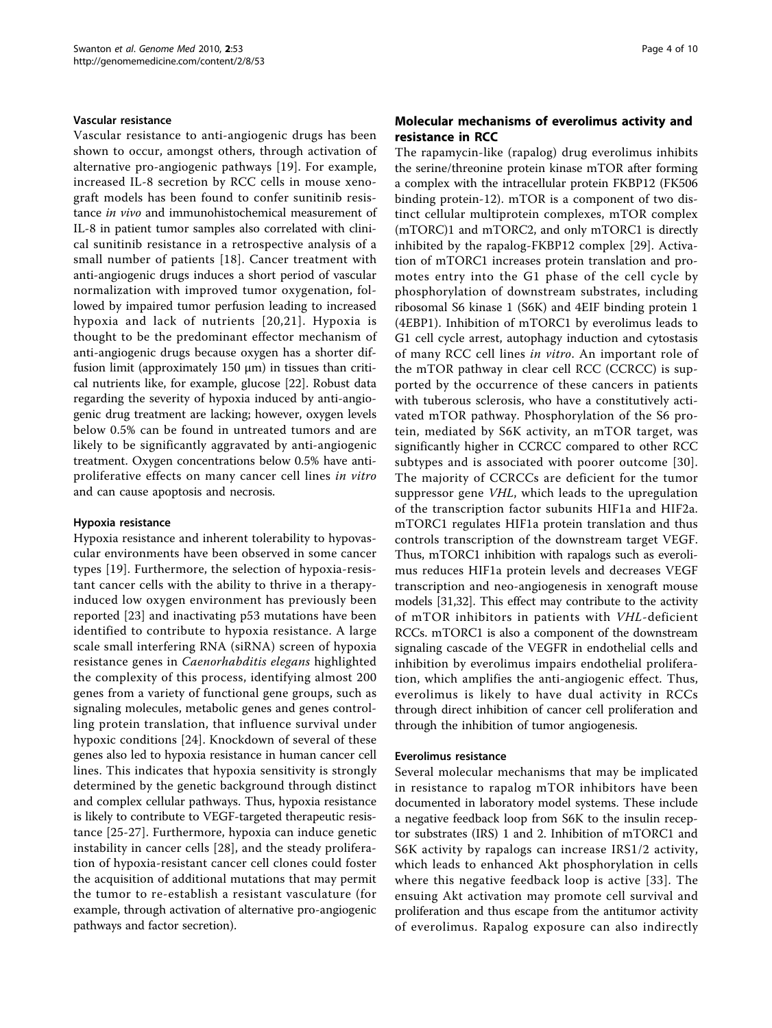### Vascular resistance

Vascular resistance to anti-angiogenic drugs has been shown to occur, amongst others, through activation of alternative pro-angiogenic pathways [19]. For example, increased IL-8 secretion by RCC cells in mouse xenograft models has been found to confer sunitinib resistance *in vivo* and immunohistochemical measurement of IL-8 in patient tumor samples also correlated with clinical sunitinib resistance in a retrospective analysis of a small number of patients [18]. Cancer treatment with anti-angiogenic drugs induces a short period of vascular normalization with improved tumor oxygenation, followed by impaired tumor perfusion leading to increased hypoxia and lack of nutrients [20,21]. Hypoxia is thought to be the predominant effector mechanism of anti-angiogenic drugs because oxygen has a shorter diffusion limit (approximately 150 μm) in tissues than critical nutrients like, for example, glucose [22]. Robust data regarding the severity of hypoxia induced by anti-angiogenic drug treatment are lacking; however, oxygen levels below 0.5% can be found in untreated tumors and are likely to be significantly aggravated by anti-angiogenic treatment. Oxygen concentrations below 0.5% have antiproliferative effects on many cancer cell lines *in vitro* and can cause apoptosis and necrosis.

### Hypoxia resistance

Hypoxia resistance and inherent tolerability to hypovascular environments have been observed in some cancer types [19]. Furthermore, the selection of hypoxia-resistant cancer cells with the ability to thrive in a therapy-induced low oxygen environment has previously been reported [23] and inactivating p53 mutations have been identified to contribute to hypoxia resistance. A large scale small interfering RNA (siRNA) screen of hypoxia resistance genes in *Caenorhabditis elegans* highlighted the complexity of this process, identifying almost 200 genes from a variety of functional gene groups, such as signaling molecules, metabolic genes and genes controlling protein translation, that influence survival under hypoxic conditions [24]. Knockdown of several of these genes also led to hypoxia resistance in human cancer cell lines. This indicates that hypoxia sensitivity is strongly determined by the genetic background through distinct and complex cellular pathways. Thus, hypoxia resistance is likely to contribute to VEGF-targeted therapeutic resistance [25-27]. Furthermore, hypoxia can induce genetic instability in cancer cells [28], and the steady proliferation of hypoxia-resistant cancer cell clones could foster the acquisition of additional mutations that may permit the tumor to re-establish a resistant vasculature (for example, through activation of alternative pro-angiogenic pathways and factor secretion).

## Molecular mechanisms of everolimus activity and resistance in RCC

The rapamycin-like (rapalog) drug everolimus inhibits the serine/threonine protein kinase mTOR after forming a complex with the intracellular protein FKBP12 (FK506 binding protein-12). mTOR is a component of two distinct cellular multiprotein complexes, mTOR complex (mTORC)1 and mTORC2, and only mTORC1 is directly inhibited by the rapalog-FKBP12 complex [29]. Activation of mTORC1 increases protein translation and promotes entry into the G1 phase of the cell cycle by phosphorylation of downstream substrates, including ribosomal S6 kinase 1 (S6K) and 4EIF binding protein 1 (4EBP1). Inhibition of mTORC1 by everolimus leads to G1 cell cycle arrest, autophagy induction and cytostasis of many RCC cell lines *in vitro*. An important role of the mTOR pathway in clear cell RCC (CCRCC) is supported by the occurrence of these cancers in patients with tuberous sclerosis, who have a constitutively activated mTOR pathway. Phosphorylation of the S6 protein, mediated by S6K activity, an mTOR target, was significantly higher in CCRCC compared to other RCC subtypes and is associated with poorer outcome [30]. The majority of CCRCCs are deficient for the tumor suppressor gene *VHL*, which leads to the upregulation of the transcription factor subunits HIF1a and HIF2a. mTORC1 regulates HIF1a protein translation and thus controls transcription of the downstream target VEGF. Thus, mTORC1 inhibition with rapalogs such as everolimus reduces HIF1a protein levels and decreases VEGF transcription and neo-angiogenesis in xenograft mouse models [31,32]. This effect may contribute to the activity of mTOR inhibitors in patients with *VHL*-deficient RCCs. mTORC1 is also a component of the downstream signaling cascade of the VEGFR in endothelial cells and inhibition by everolimus impairs endothelial proliferation, which amplifies the anti-angiogenic effect. Thus, everolimus is likely to have dual activity in RCCs through direct inhibition of cancer cell proliferation and through the inhibition of tumor angiogenesis.

### Everolimus resistance

Several molecular mechanisms that may be implicated in resistance to rapalog mTOR inhibitors have been documented in laboratory model systems. These include a negative feedback loop from S6K to the insulin receptor substrates (IRS) 1 and 2. Inhibition of mTORC1 and S6K activity by rapalogs can increase IRS1/2 activity, which leads to enhanced Akt phosphorylation in cells where this negative feedback loop is active [33]. The ensuing Akt activation may promote cell survival and proliferation and thus escape from the antitumor activity of everolimus. Rapalog exposure can also indirectly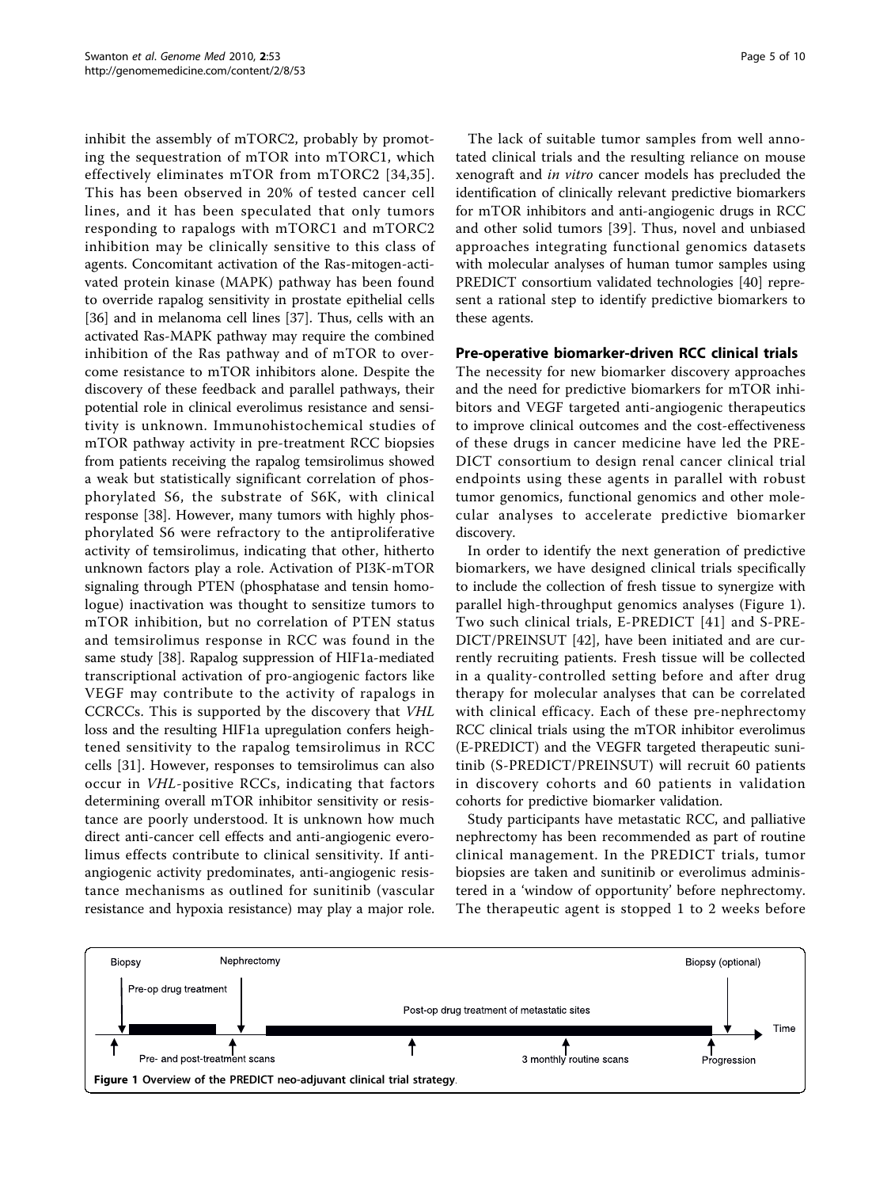inhibit the assembly of mTORC2, probably by promoting the sequestration of mTOR into mTORC1, which effectively eliminates mTOR from mTORC2 [34,35]. This has been observed in 20% of tested cancer cell lines, and it has been speculated that only tumors responding to rapalogs with mTORC1 and mTORC2 inhibition may be clinically sensitive to this class of agents. Concomitant activation of the Ras-mitogen-activated protein kinase (MAPK) pathway has been found to override rapalog sensitivity in prostate epithelial cells [36] and in melanoma cell lines [37]. Thus, cells with an activated Ras-MAPK pathway may require the combined inhibition of the Ras pathway and of mTOR to overcome resistance to mTOR inhibitors alone. Despite the discovery of these feedback and parallel pathways, their potential role in clinical everolimus resistance and sensitivity is unknown. Immunohistochemical studies of mTOR pathway activity in pre-treatment RCC biopsies from patients receiving the rapalog temsirolimus showed a weak but statistically significant correlation of phosphorylated S6, the substrate of S6K, with clinical response [38]. However, many tumors with highly phosphorylated S6 were refractory to the antiproliferative activity of temsirolimus, indicating that other, hitherto unknown factors play a role. Activation of PI3K-mTOR signaling through PTEN (phosphatase and tensin homologue) inactivation was thought to sensitize tumors to mTOR inhibition, but no correlation of PTEN status and temsirolimus response in RCC was found in the same study [38]. Rapalog suppression of HIF1a-mediated transcriptional activation of pro-angiogenic factors like VEGF may contribute to the activity of rapalogs in CCRCCs. This is supported by the discovery that *VHL* loss and the resulting HIF1a upregulation confers heightened sensitivity to the rapalog temsirolimus in RCC cells [31]. However, responses to temsirolimus can also occur in *VHL*-positive RCCs, indicating that factors determining overall mTOR inhibitor sensitivity or resistance are poorly understood. It is unknown how much direct anti-cancer cell effects and anti-angiogenic everolimus effects contribute to clinical sensitivity. If anti-angiogenic activity predominates, anti-angiogenic resistance mechanisms as outlined for sunitinib (vascular resistance and hypoxia resistance) may play a major role.

The lack of suitable tumor samples from well annotated clinical trials and the resulting reliance on mouse xenograft and *in vitro* cancer models has precluded the identification of clinically relevant predictive biomarkers for mTOR inhibitors and anti-angiogenic drugs in RCC and other solid tumors [39]. Thus, novel and unbiased approaches integrating functional genomics datasets with molecular analyses of human tumor samples using PREDICT consortium validated technologies [40] represent a rational step to identify predictive biomarkers to these agents.

## Pre-operative biomarker-driven RCC clinical trials

The necessity for new biomarker discovery approaches and the need for predictive biomarkers for mTOR inhibitors and VEGF targeted anti-angiogenic therapeutics to improve clinical outcomes and the cost-effectiveness of these drugs in cancer medicine have led the PREDICT consortium to design renal cancer clinical trial endpoints using these agents in parallel with robust tumor genomics, functional genomics and other molecular analyses to accelerate predictive biomarker discovery.

In order to identify the next generation of predictive biomarkers, we have designed clinical trials specifically to include the collection of fresh tissue to synergize with parallel high-throughput genomics analyses (Figure 1). Two such clinical trials, E-PREDICT [41] and S-PREDICT/PREINSUT [42], have been initiated and are currently recruiting patients. Fresh tissue will be collected in a quality-controlled setting before and after drug therapy for molecular analyses that can be correlated with clinical efficacy. Each of these pre-nephrectomy RCC clinical trials using the mTOR inhibitor everolimus (E-PREDICT) and the VEGFR targeted therapeutic sunitinib (S-PREDICT/PREINSUT) will recruit 60 patients in discovery cohorts and 60 patients in validation cohorts for predictive biomarker validation.

Study participants have metastatic RCC, and palliative nephrectomy has been recommended as part of routine clinical management. In the PREDICT trials, tumor biopsies are taken and sunitinib or everolimus administered in a 'window of opportunity' before nephrectomy. The therapeutic agent is stopped 1 to 2 weeks before

Biopsy | Pre-op drug treatment | Nephrectomy | Post-op drug treatment of metastatic sites | Biopsy (optional) | Time | Pre- and post-treatment scans | 3 monthly routine scans | Progression

**Figure 1 Overview of the PREDICT neo-adjuvant clinical trial strategy**.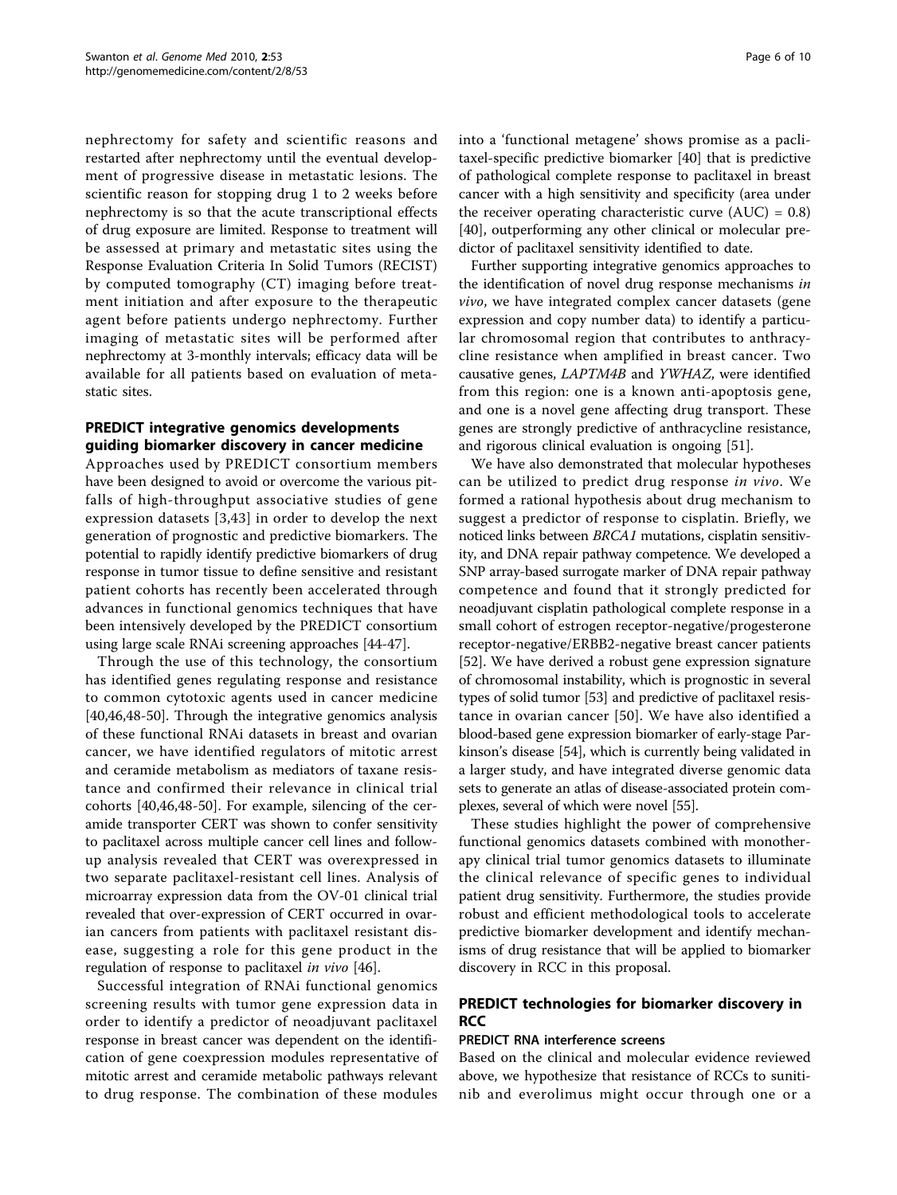nephrectomy for safety and scientific reasons and restarted after nephrectomy until the eventual development of progressive disease in metastatic lesions. The scientific reason for stopping drug 1 to 2 weeks before nephrectomy is so that the acute transcriptional effects of drug exposure are limited. Response to treatment will be assessed at primary and metastatic sites using the Response Evaluation Criteria In Solid Tumors (RECIST) by computed tomography (CT) imaging before treatment initiation and after exposure to the therapeutic agent before patients undergo nephrectomy. Further imaging of metastatic sites will be performed after nephrectomy at 3-monthly intervals; efficacy data will be available for all patients based on evaluation of metastatic sites.

## PREDICT integrative genomics developments guiding biomarker discovery in cancer medicine

Approaches used by PREDICT consortium members have been designed to avoid or overcome the various pitfalls of high-throughput associative studies of gene expression datasets [3,43] in order to develop the next generation of prognostic and predictive biomarkers. The potential to rapidly identify predictive biomarkers of drug response in tumor tissue to define sensitive and resistant patient cohorts has recently been accelerated through advances in functional genomics techniques that have been intensively developed by the PREDICT consortium using large scale RNAi screening approaches [44-47].

Through the use of this technology, the consortium has identified genes regulating response and resistance to common cytotoxic agents used in cancer medicine [40,46,48-50]. Through the integrative genomics analysis of these functional RNAi datasets in breast and ovarian cancer, we have identified regulators of mitotic arrest and ceramide metabolism as mediators of taxane resistance and confirmed their relevance in clinical trial cohorts [40,46,48-50]. For example, silencing of the ceramide transporter CERT was shown to confer sensitivity to paclitaxel across multiple cancer cell lines and follow-up analysis revealed that CERT was overexpressed in two separate paclitaxel-resistant cell lines. Analysis of microarray expression data from the OV-01 clinical trial revealed that over-expression of CERT occurred in ovarian cancers from patients with paclitaxel resistant disease, suggesting a role for this gene product in the regulation of response to paclitaxel *in vivo* [46].

Successful integration of RNAi functional genomics screening results with tumor gene expression data in order to identify a predictor of neoadjuvant paclitaxel response in breast cancer was dependent on the identification of gene coexpression modules representative of mitotic arrest and ceramide metabolic pathways relevant to drug response. The combination of these modules into a 'functional metagene' shows promise as a paclitaxel-specific predictive biomarker [40] that is predictive of pathological complete response to paclitaxel in breast cancer with a high sensitivity and specificity (area under the receiver operating characteristic curve (AUC) = 0.8) [40], outperforming any other clinical or molecular predictor of paclitaxel sensitivity identified to date.

Further supporting integrative genomics approaches to the identification of novel drug response mechanisms *in vivo*, we have integrated complex cancer datasets (gene expression and copy number data) to identify a particular chromosomal region that contributes to anthracycline resistance when amplified in breast cancer. Two causative genes, *LAPTM4B* and *YWHAZ*, were identified from this region: one is a known anti-apoptosis gene, and one is a novel gene affecting drug transport. These genes are strongly predictive of anthracycline resistance, and rigorous clinical evaluation is ongoing [51].

We have also demonstrated that molecular hypotheses can be utilized to predict drug response *in vivo*. We formed a rational hypothesis about drug mechanism to suggest a predictor of response to cisplatin. Briefly, we noticed links between *BRCA1* mutations, cisplatin sensitivity, and DNA repair pathway competence. We developed a SNP array-based surrogate marker of DNA repair pathway competence and found that it strongly predicted for neoadjuvant cisplatin pathological complete response in a small cohort of estrogen receptor-negative/progesterone receptor-negative/ERBB2-negative breast cancer patients [52]. We have derived a robust gene expression signature of chromosomal instability, which is prognostic in several types of solid tumor [53] and predictive of paclitaxel resistance in ovarian cancer [50]. We have also identified a blood-based gene expression biomarker of early-stage Parkinson's disease [54], which is currently being validated in a larger study, and have integrated diverse genomic data sets to generate an atlas of disease-associated protein complexes, several of which were novel [55].

These studies highlight the power of comprehensive functional genomics datasets combined with monotherapy clinical trial tumor genomics datasets to illuminate the clinical relevance of specific genes to individual patient drug sensitivity. Furthermore, the studies provide robust and efficient methodological tools to accelerate predictive biomarker development and identify mechanisms of drug resistance that will be applied to biomarker discovery in RCC in this proposal.

## PREDICT technologies for biomarker discovery in RCC

### PREDICT RNA interference screens

Based on the clinical and molecular evidence reviewed above, we hypothesize that resistance of RCCs to sunitinib and everolimus might occur through one or a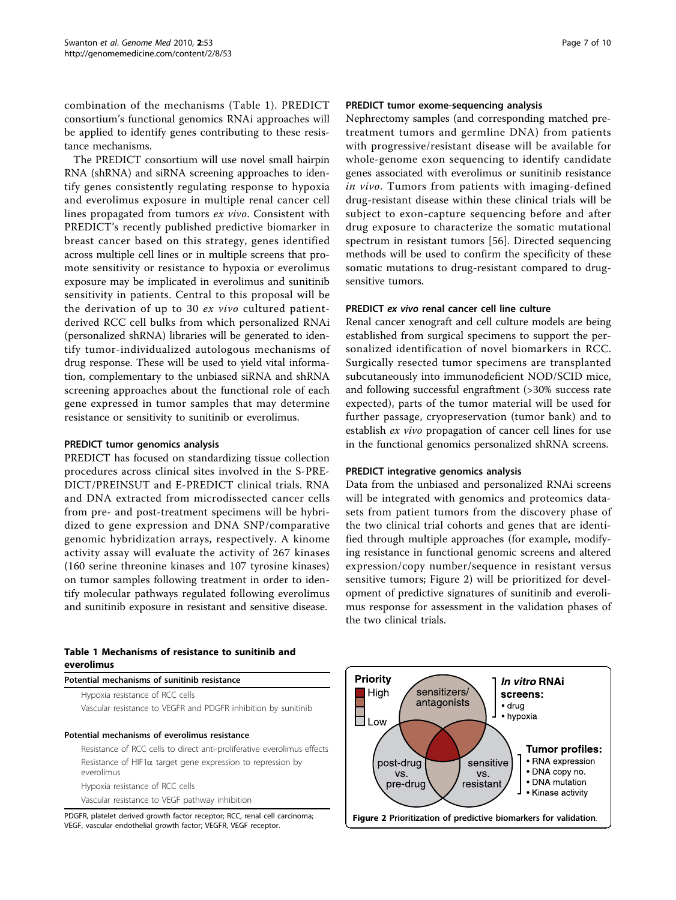combination of the mechanisms (Table 1). PREDICT consortium's functional genomics RNAi approaches will be applied to identify genes contributing to these resistance mechanisms.

The PREDICT consortium will use novel small hairpin RNA (shRNA) and siRNA screening approaches to identify genes consistently regulating response to hypoxia and everolimus exposure in multiple renal cancer cell lines propagated from tumors *ex vivo*. Consistent with PREDICT's recently published predictive biomarker in breast cancer based on this strategy, genes identified across multiple cell lines or in multiple screens that promote sensitivity or resistance to hypoxia or everolimus exposure may be implicated in everolimus and sunitinib sensitivity in patients. Central to this proposal will be the derivation of up to 30 *ex vivo* cultured patient-derived RCC cell bulks from which personalized RNAi (personalized shRNA) libraries will be generated to identify tumor-individualized autologous mechanisms of drug response. These will be used to yield vital information, complementary to the unbiased siRNA and shRNA screening approaches about the functional role of each gene expressed in tumor samples that may determine resistance or sensitivity to sunitinib or everolimus.

### PREDICT tumor genomics analysis

PREDICT has focused on standardizing tissue collection procedures across clinical sites involved in the S-PREDICT/PREINSUT and E-PREDICT clinical trials. RNA and DNA extracted from microdissected cancer cells from pre- and post-treatment specimens will be hybridized to gene expression and DNA SNP/comparative genomic hybridization arrays, respectively. A kinome activity assay will evaluate the activity of 267 kinases (160 serine threonine kinases and 107 tyrosine kinases) on tumor samples following treatment in order to identify molecular pathways regulated following everolimus and sunitinib exposure in resistant and sensitive disease.

**Table 1 Mechanisms of resistance to sunitinib and everolimus**

| Potential mechanisms of sunitinib resistance |
|---|
| Hypoxia resistance of RCC cells |
| Vascular resistance to VEGFR and PDGFR inhibition by sunitinib |
| **Potential mechanisms of everolimus resistance** |
| Resistance of RCC cells to direct anti-proliferative everolimus effects |
| Resistance of HIF1α target gene expression to repression by everolimus |
| Hypoxia resistance of RCC cells |
| Vascular resistance to VEGF pathway inhibition |

PDGFR, platelet derived growth factor receptor; RCC, renal cell carcinoma; VEGF, vascular endothelial growth factor; VEGFR, VEGF receptor.

### PREDICT tumor exome-sequencing analysis

Nephrectomy samples (and corresponding matched pre-treatment tumors and germline DNA) from patients with progressive/resistant disease will be available for whole-genome exon sequencing to identify candidate genes associated with everolimus or sunitinib resistance *in vivo*. Tumors from patients with imaging-defined drug-resistant disease within these clinical trials will be subject to exon-capture sequencing before and after drug exposure to characterize the somatic mutational spectrum in resistant tumors [56]. Directed sequencing methods will be used to confirm the specificity of these somatic mutations to drug-resistant compared to drug-sensitive tumors.

### PREDICT *ex vivo* renal cancer cell line culture

Renal cancer xenograft and cell culture models are being established from surgical specimens to support the personalized identification of novel biomarkers in RCC. Surgically resected tumor specimens are transplanted subcutaneously into immunodeficient NOD/SCID mice, and following successful engraftment (>30% success rate expected), parts of the tumor material will be used for further passage, cryopreservation (tumor bank) and to establish *ex vivo* propagation of cancer cell lines for use in the functional genomics personalized shRNA screens.

### PREDICT integrative genomics analysis

Data from the unbiased and personalized RNAi screens will be integrated with genomics and proteomics datasets from patient tumors from the discovery phase of the two clinical trial cohorts and genes that are identified through multiple approaches (for example, modifying resistance in functional genomic screens and altered expression/copy number/sequence in resistant versus sensitive tumors; Figure 2) will be prioritized for development of predictive signatures of sunitinib and everolimus response for assessment in the validation phases of the two clinical trials.

**Figure 2 Prioritization of predictive biomarkers for validation.**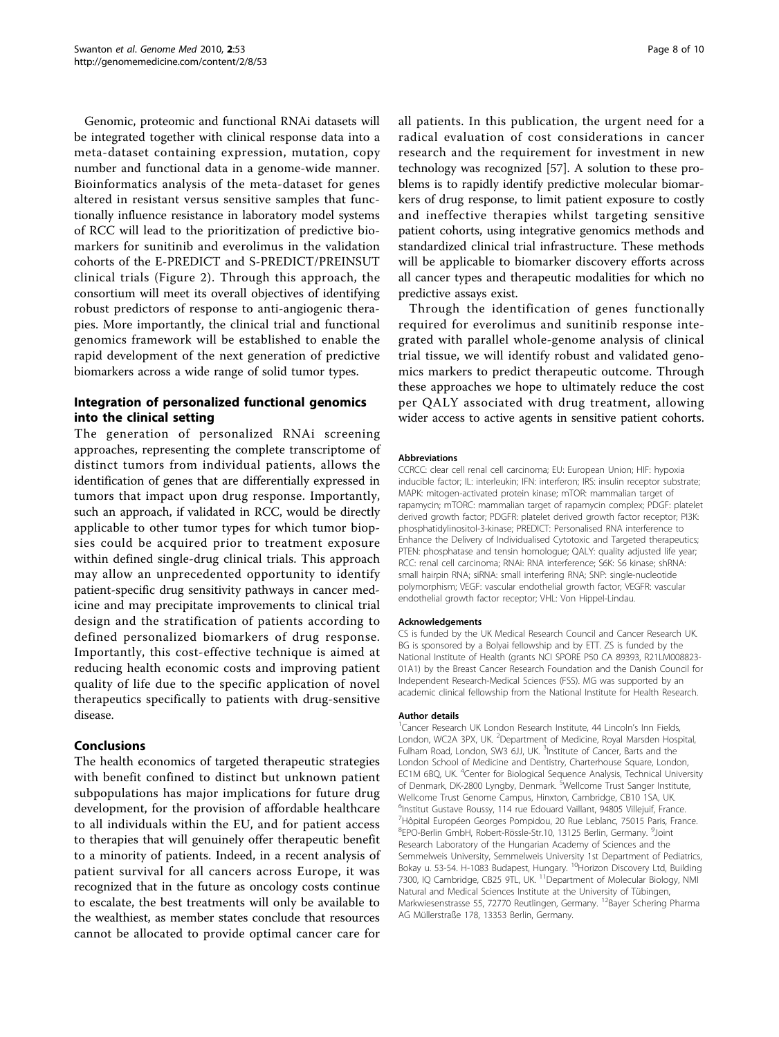Genomic, proteomic and functional RNAi datasets will be integrated together with clinical response data into a meta-dataset containing expression, mutation, copy number and functional data in a genome-wide manner. Bioinformatics analysis of the meta-dataset for genes altered in resistant versus sensitive samples that functionally influence resistance in laboratory model systems of RCC will lead to the prioritization of predictive biomarkers for sunitinib and everolimus in the validation cohorts of the E-PREDICT and S-PREDICT/PREINSUT clinical trials (Figure 2). Through this approach, the consortium will meet its overall objectives of identifying robust predictors of response to anti-angiogenic therapies. More importantly, the clinical trial and functional genomics framework will be established to enable the rapid development of the next generation of predictive biomarkers across a wide range of solid tumor types.

## Integration of personalized functional genomics into the clinical setting

The generation of personalized RNAi screening approaches, representing the complete transcriptome of distinct tumors from individual patients, allows the identification of genes that are differentially expressed in tumors that impact upon drug response. Importantly, such an approach, if validated in RCC, would be directly applicable to other tumor types for which tumor biopsies could be acquired prior to treatment exposure within defined single-drug clinical trials. This approach may allow an unprecedented opportunity to identify patient-specific drug sensitivity pathways in cancer medicine and may precipitate improvements to clinical trial design and the stratification of patients according to defined personalized biomarkers of drug response. Importantly, this cost-effective technique is aimed at reducing health economic costs and improving patient quality of life due to the specific application of novel therapeutics specifically to patients with drug-sensitive disease.

## Conclusions

The health economics of targeted therapeutic strategies with benefit confined to distinct but unknown patient subpopulations has major implications for future drug development, for the provision of affordable healthcare to all individuals within the EU, and for patient access to therapies that will genuinely offer therapeutic benefit to a minority of patients. Indeed, in a recent analysis of patient survival for all cancers across Europe, it was recognized that in the future as oncology costs continue to escalate, the best treatments will only be available to the wealthiest, as member states conclude that resources cannot be allocated to provide optimal cancer care for all patients. In this publication, the urgent need for a radical evaluation of cost considerations in cancer research and the requirement for investment in new technology was recognized [57]. A solution to these problems is to rapidly identify predictive molecular biomarkers of drug response, to limit patient exposure to costly and ineffective therapies whilst targeting sensitive patient cohorts, using integrative genomics methods and standardized clinical trial infrastructure. These methods will be applicable to biomarker discovery efforts across all cancer types and therapeutic modalities for which no predictive assays exist.

Through the identification of genes functionally required for everolimus and sunitinib response integrated with parallel whole-genome analysis of clinical trial tissue, we will identify robust and validated genomics markers to predict therapeutic outcome. Through these approaches we hope to ultimately reduce the cost per QALY associated with drug treatment, allowing wider access to active agents in sensitive patient cohorts.

#### Abbreviations

CCRCC: clear cell renal cell carcinoma; EU: European Union; HIF: hypoxia inducible factor; IL: interleukin; IFN: interferon; IRS: insulin receptor substrate; MAPK: mitogen-activated protein kinase; mTOR: mammalian target of rapamycin; mTORC: mammalian target of rapamycin complex; PDGF: platelet derived growth factor; PDGFR: platelet derived growth factor receptor; PI3K: phosphatidylinositol-3-kinase; PREDICT: Personalised RNA interference to Enhance the Delivery of Individualised Cytotoxic and Targeted therapeutics; PTEN: phosphatase and tensin homologue; QALY: quality adjusted life year; RCC: renal cell carcinoma; RNAi: RNA interference; S6K: S6 kinase; shRNA: small hairpin RNA; siRNA: small interfering RNA; SNP: single-nucleotide polymorphism; VEGF: vascular endothelial growth factor; VEGFR: vascular endothelial growth factor receptor; VHL: Von Hippel-Lindau.

#### Acknowledgements

CS is funded by the UK Medical Research Council and Cancer Research UK. BG is sponsored by a Bolyai fellowship and by ETT. ZS is funded by the National Institute of Health (grants NCI SPORE P50 CA 89393, R21LM008823-01A1) by the Breast Cancer Research Foundation and the Danish Council for Independent Research-Medical Sciences (FSS). MG was supported by an academic clinical fellowship from the National Institute for Health Research.

#### Author details

[1]Cancer Research UK London Research Institute, 44 Lincoln's Inn Fields, London, WC2A 3PX, UK. [2]Department of Medicine, Royal Marsden Hospital, Fulham Road, London, SW3 6JJ, UK. [3]Institute of Cancer, Barts and the London School of Medicine and Dentistry, Charterhouse Square, London, EC1M 6BQ, UK. [4]Center for Biological Sequence Analysis, Technical University of Denmark, DK-2800 Lyngby, Denmark. [5]Wellcome Trust Sanger Institute, Wellcome Trust Genome Campus, Hinxton, Cambridge, CB10 1SA, UK. [6]Institut Gustave Roussy, 114 rue Edouard Vaillant, 94805 Villejuif, France. [7]Hôpital Européen Georges Pompidou, 20 Rue Leblanc, 75015 Paris, France. [8]EPO-Berlin GmbH, Robert-Rössle-Str.10, 13125 Berlin, Germany. [9]Joint Research Laboratory of the Hungarian Academy of Sciences and the Semmelweis University, Semmelweis University 1st Department of Pediatrics, Bokay u. 53-54. H-1083 Budapest, Hungary. [10]Horizon Discovery Ltd, Building 7300, IQ Cambridge, CB25 9TL, UK. [11]Department of Molecular Biology, NMI Natural and Medical Sciences Institute at the University of Tübingen, Markwiesenstrasse 55, 72770 Reutlingen, Germany. [12]Bayer Schering Pharma AG Müllerstraße 178, 13353 Berlin, Germany.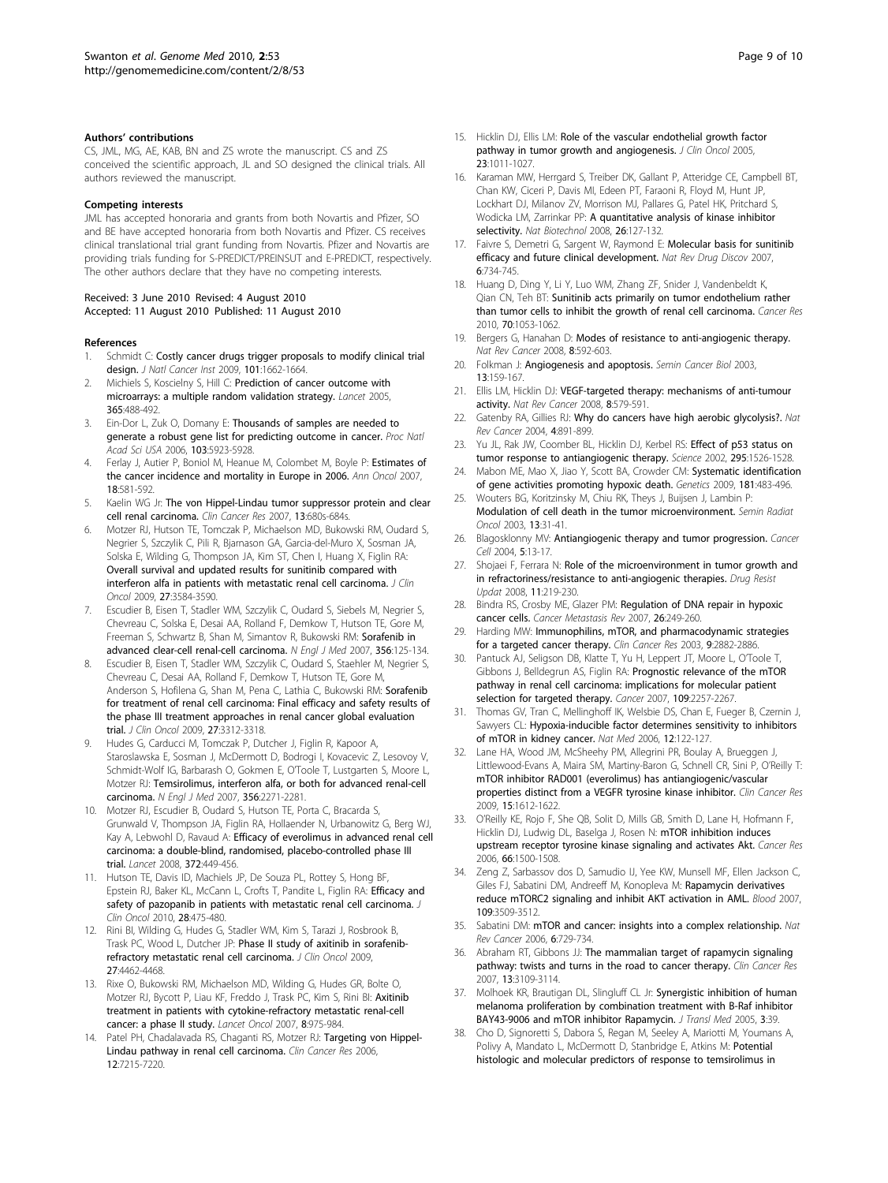### Authors' contributions

CS, JML, MG, AE, KAB, BN and ZS wrote the manuscript. CS and ZS conceived the scientific approach, JL and SO designed the clinical trials. All authors reviewed the manuscript.

### Competing interests

JML has accepted honoraria and grants from both Novartis and Pfizer, SO and BE have accepted honoraria from both Novartis and Pfizer. CS receives clinical translational trial grant funding from Novartis. Pfizer and Novartis are providing trials funding for S-PREDICT/PREINSUT and E-PREDICT, respectively. The other authors declare that they have no competing interests.

Received: 3 June 2010 Revised: 4 August 2010
Accepted: 11 August 2010 Published: 11 August 2010

### References

1. Schmidt C: **Costly cancer drugs trigger proposals to modify clinical trial design.** *J Natl Cancer Inst* 2009, **101**:1662-1664.
2. Michiels S, Koscielny S, Hill C: **Prediction of cancer outcome with microarrays: a multiple random validation strategy.** *Lancet* 2005, **365**:488-492.
3. Ein-Dor L, Zuk O, Domany E: **Thousands of samples are needed to generate a robust gene list for predicting outcome in cancer.** *Proc Natl Acad Sci USA* 2006, **103**:5923-5928.
4. Ferlay J, Autier P, Boniol M, Heanue M, Colombet M, Boyle P: **Estimates of the cancer incidence and mortality in Europe in 2006.** *Ann Oncol* 2007, **18**:581-592.
5. Kaelin WG Jr: **The von Hippel-Lindau tumor suppressor protein and clear cell renal carcinoma.** *Clin Cancer Res* 2007, **13**:680s-684s.
6. Motzer RJ, Hutson TE, Tomczak P, Michaelson MD, Bukowski RM, Oudard S, Negrier S, Szczylik C, Pili R, Bjarnason GA, Garcia-del-Muro X, Sosman JA, Solska E, Wilding G, Thompson JA, Kim ST, Chen I, Huang X, Figlin RA: **Overall survival and updated results for sunitinib compared with interferon alfa in patients with metastatic renal cell carcinoma.** *J Clin Oncol* 2009, **27**:3584-3590.
7. Escudier B, Eisen T, Stadler WM, Szczylik C, Oudard S, Siebels M, Negrier S, Chevreau C, Solska E, Desai AA, Rolland F, Demkow T, Hutson TE, Gore M, Freeman S, Schwartz B, Shan M, Simantov R, Bukowski RM: **Sorafenib in advanced clear-cell renal-cell carcinoma.** *N Engl J Med* 2007, **356**:125-134.
8. Escudier B, Eisen T, Stadler WM, Szczylik C, Oudard S, Staehler M, Negrier S, Chevreau C, Desai AA, Rolland F, Demkow T, Hutson TE, Gore M, Anderson S, Hofilena G, Shan M, Pena C, Lathia C, Bukowski RM: **Sorafenib for treatment of renal cell carcinoma: Final efficacy and safety results of the phase III treatment approaches in renal cancer global evaluation trial.** *J Clin Oncol* 2009, **27**:3312-3318.
9. Hudes G, Carducci M, Tomczak P, Dutcher J, Figlin R, Kapoor A, Staroslawska E, Sosman J, McDermott D, Bodrogi I, Kovacevic Z, Lesovoy V, Schmidt-Wolf IG, Barbarash O, Gokmen E, O'Toole T, Lustgarten S, Moore L, Motzer RJ: **Temsirolimus, interferon alfa, or both for advanced renal-cell carcinoma.** *N Engl J Med* 2007, **356**:2271-2281.
10. Motzer RJ, Escudier B, Oudard S, Hutson TE, Porta C, Bracarda S, Grunwald V, Thompson JA, Figlin RA, Hollaender N, Urbanowitz G, Berg WJ, Kay A, Lebwohl D, Ravaud A: **Efficacy of everolimus in advanced renal cell carcinoma: a double-blind, randomised, placebo-controlled phase III trial.** *Lancet* 2008, **372**:449-456.
11. Hutson TE, Davis ID, Machiels JP, De Souza PL, Rottey S, Hong BF, Epstein RJ, Baker KL, McCann L, Crofts T, Pandite L, Figlin RA: **Efficacy and safety of pazopanib in patients with metastatic renal cell carcinoma.** *J Clin Oncol* 2010, **28**:475-480.
12. Rini BI, Wilding G, Hudes G, Stadler WM, Kim S, Tarazi J, Rosbrook B, Trask PC, Wood L, Dutcher JP: **Phase II study of axitinib in sorafenib-refractory metastatic renal cell carcinoma.** *J Clin Oncol* 2009, **27**:4462-4468.
13. Rixe O, Bukowski RM, Michaelson MD, Wilding G, Hudes GR, Bolte O, Motzer RJ, Bycott P, Liau KF, Freddo J, Trask PC, Kim S, Rini BI: **Axitinib treatment in patients with cytokine-refractory metastatic renal-cell cancer: a phase II study.** *Lancet Oncol* 2007, **8**:975-984.
14. Patel PH, Chadalavada RS, Chaganti RS, Motzer RJ: **Targeting von Hippel-Lindau pathway in renal cell carcinoma.** *Clin Cancer Res* 2006, **12**:7215-7220.
15. Hicklin DJ, Ellis LM: **Role of the vascular endothelial growth factor pathway in tumor growth and angiogenesis.** *J Clin Oncol* 2005, **23**:1011-1027.
16. Karaman MW, Herrgard S, Treiber DK, Gallant P, Atteridge CE, Campbell BT, Chan KW, Ciceri P, Davis MI, Edeen PT, Faraoni R, Floyd M, Hunt JP, Lockhart DJ, Milanov ZV, Morrison MJ, Pallares G, Patel HK, Pritchard S, Wodicka LM, Zarrinkar PP: **A quantitative analysis of kinase inhibitor selectivity.** *Nat Biotechnol* 2008, **26**:127-132.
17. Faivre S, Demetri G, Sargent W, Raymond E: **Molecular basis for sunitinib efficacy and future clinical development.** *Nat Rev Drug Discov* 2007, **6**:734-745.
18. Huang D, Ding Y, Li Y, Luo WM, Zhang ZF, Snider J, Vandenbeldt K, Qian CN, Teh BT: **Sunitinib acts primarily on tumor endothelium rather than tumor cells to inhibit the growth of renal cell carcinoma.** *Cancer Res* 2010, **70**:1053-1062.
19. Bergers G, Hanahan D: **Modes of resistance to anti-angiogenic therapy.** *Nat Rev Cancer* 2008, **8**:592-603.
20. Folkman J: **Angiogenesis and apoptosis.** *Semin Cancer Biol* 2003, **13**:159-167.
21. Ellis LM, Hicklin DJ: **VEGF-targeted therapy: mechanisms of anti-tumour activity.** *Nat Rev Cancer* 2008, **8**:579-591.
22. Gatenby RA, Gillies RJ: **Why do cancers have high aerobic glycolysis?.** *Nat Rev Cancer* 2004, **4**:891-899.
23. Yu JL, Rak JW, Coomber BL, Hicklin DJ, Kerbel RS: **Effect of p53 status on tumor response to antiangiogenic therapy.** *Science* 2002, **295**:1526-1528.
24. Mabon ME, Mao X, Jiao Y, Scott BA, Crowder CM: **Systematic identification of gene activities promoting hypoxic death.** *Genetics* 2009, **181**:483-496.
25. Wouters BG, Koritzinsky M, Chiu RK, Theys J, Buijsen J, Lambin P: **Modulation of cell death in the tumor microenvironment.** *Semin Radiat Oncol* 2003, **13**:31-41.
26. Blagosklonny MV: **Antiangiogenic therapy and tumor progression.** *Cancer Cell* 2004, **5**:13-17.
27. Shojaei F, Ferrara N: **Role of the microenvironment in tumor growth and in refractoriness/resistance to anti-angiogenic therapies.** *Drug Resist Updat* 2008, **11**:219-230.
28. Bindra RS, Crosby ME, Glazer PM: **Regulation of DNA repair in hypoxic cancer cells.** *Cancer Metastasis Rev* 2007, **26**:249-260.
29. Harding MW: **Immunophilins, mTOR, and pharmacodynamic strategies for a targeted cancer therapy.** *Clin Cancer Res* 2003, **9**:2882-2886.
30. Pantuck AJ, Seligson DB, Klatte T, Yu H, Leppert JT, Moore L, O'Toole T, Gibbons J, Belldegrun AS, Figlin RA: **Prognostic relevance of the mTOR pathway in renal cell carcinoma: implications for molecular patient selection for targeted therapy.** *Cancer* 2007, **109**:2257-2267.
31. Thomas GV, Tran C, Mellinghoff IK, Welsbie DS, Chan E, Fueger B, Czernin J, Sawyers CL: **Hypoxia-inducible factor determines sensitivity to inhibitors of mTOR in kidney cancer.** *Nat Med* 2006, **12**:122-127.
32. Lane HA, Wood JM, McSheehy PM, Allegrini PR, Boulay A, Brueggen J, Littlewood-Evans A, Maira SM, Martiny-Baron G, Schnell CR, Sini P, O'Reilly T: **mTOR inhibitor RAD001 (everolimus) has antiangiogenic/vascular properties distinct from a VEGFR tyrosine kinase inhibitor.** *Clin Cancer Res* 2009, **15**:1612-1622.
33. O'Reilly KE, Rojo F, She QB, Solit D, Mills GB, Smith D, Lane H, Hofmann F, Hicklin DJ, Ludwig DL, Baselga J, Rosen N: **mTOR inhibition induces upstream receptor tyrosine kinase signaling and activates Akt.** *Cancer Res* 2006, **66**:1500-1508.
34. Zeng Z, Sarbassov dos D, Samudio IJ, Yee KW, Munsell MF, Ellen Jackson C, Giles FJ, Sabatini DM, Andreeff M, Konopleva M: **Rapamycin derivatives reduce mTORC2 signaling and inhibit AKT activation in AML.** *Blood* 2007, **109**:3509-3512.
35. Sabatini DM: **mTOR and cancer: insights into a complex relationship.** *Nat Rev Cancer* 2006, **6**:729-734.
36. Abraham RT, Gibbons JJ: **The mammalian target of rapamycin signaling pathway: twists and turns in the road to cancer therapy.** *Clin Cancer Res* 2007, **13**:3109-3114.
37. Molhoek KR, Brautigan DL, Slingluff CL Jr: **Synergistic inhibition of human melanoma proliferation by combination treatment with B-Raf inhibitor BAY43-9006 and mTOR inhibitor Rapamycin.** *J Transl Med* 2005, **3**:39.
38. Cho D, Signoretti S, Dabora S, Regan M, Seeley A, Mariotti M, Youmans A, Polivy A, Mandato L, McDermott D, Stanbridge E, Atkins M: **Potential histologic and molecular predictors of response to temsirolimus in**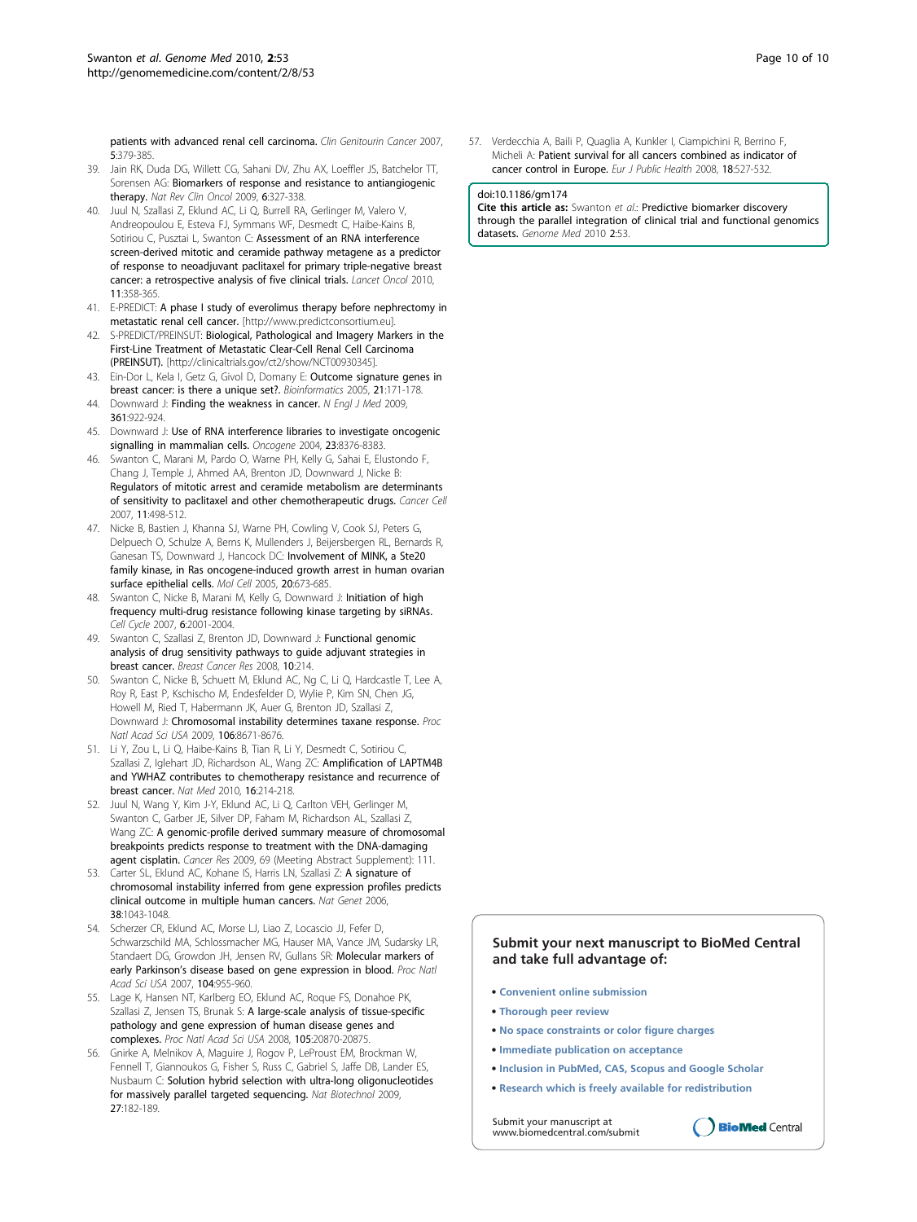patients with advanced renal cell carcinoma. *Clin Genitourin Cancer* 2007, **5**:379-385.

39. Jain RK, Duda DG, Willett CG, Sahani DV, Zhu AX, Loeffler JS, Batchelor TT, Sorensen AG: **Biomarkers of response and resistance to antiangiogenic therapy.** *Nat Rev Clin Oncol* 2009, **6**:327-338.
40. Juul N, Szallasi Z, Eklund AC, Li Q, Burrell RA, Gerlinger M, Valero V, Andreopoulou E, Esteva FJ, Symmans WF, Desmedt C, Haibe-Kains B, Sotiriou C, Pusztai L, Swanton C: **Assessment of an RNA interference screen-derived mitotic and ceramide pathway metagene as a predictor of response to neoadjuvant paclitaxel for primary triple-negative breast cancer: a retrospective analysis of five clinical trials.** *Lancet Oncol* 2010, **11**:358-365.
41. E-PREDICT: **A phase I study of everolimus therapy before nephrectomy in metastatic renal cell cancer.** [http://www.predictconsortium.eu].
42. S-PREDICT/PREINSUT: **Biological, Pathological and Imagery Markers in the First-Line Treatment of Metastatic Clear-Cell Renal Cell Carcinoma (PREINSUT).** [http://clinicaltrials.gov/ct2/show/NCT00930345].
43. Ein-Dor L, Kela I, Getz G, Givol D, Domany E: **Outcome signature genes in breast cancer: is there a unique set?.** *Bioinformatics* 2005, **21**:171-178.
44. Downward J: **Finding the weakness in cancer.** *N Engl J Med* 2009, **361**:922-924.
45. Downward J: **Use of RNA interference libraries to investigate oncogenic signalling in mammalian cells.** *Oncogene* 2004, **23**:8376-8383.
46. Swanton C, Marani M, Pardo O, Warne PH, Kelly G, Sahai E, Elustondo F, Chang J, Temple J, Ahmed AA, Brenton JD, Downward J, Nicke B: **Regulators of mitotic arrest and ceramide metabolism are determinants of sensitivity to paclitaxel and other chemotherapeutic drugs.** *Cancer Cell* 2007, **11**:498-512.
47. Nicke B, Bastien J, Khanna SJ, Warne PH, Cowling V, Cook SJ, Peters G, Delpuech O, Schulze A, Berns K, Mullenders J, Beijersbergen RL, Bernards R, Ganesan TS, Downward J, Hancock DC: **Involvement of MINK, a Ste20 family kinase, in Ras oncogene-induced growth arrest in human ovarian surface epithelial cells.** *Mol Cell* 2005, **20**:673-685.
48. Swanton C, Nicke B, Marani M, Kelly G, Downward J: **Initiation of high frequency multi-drug resistance following kinase targeting by siRNAs.** *Cell Cycle* 2007, **6**:2001-2004.
49. Swanton C, Szallasi Z, Brenton JD, Downward J: **Functional genomic analysis of drug sensitivity pathways to guide adjuvant strategies in breast cancer.** *Breast Cancer Res* 2008, **10**:214.
50. Swanton C, Nicke B, Schuett M, Eklund AC, Ng C, Li Q, Hardcastle T, Lee A, Roy R, East P, Kschischo M, Endesfelder D, Wylie P, Kim SN, Chen JG, Howell M, Ried T, Habermann JK, Auer G, Brenton JD, Szallasi Z, Downward J: **Chromosomal instability determines taxane response.** *Proc Natl Acad Sci USA* 2009, **106**:8671-8676.
51. Li Y, Zou L, Li Q, Haibe-Kains B, Tian R, Li Y, Desmedt C, Sotiriou C, Szallasi Z, Iglehart JD, Richardson AL, Wang ZC: **Amplification of LAPTM4B and YWHAZ contributes to chemotherapy resistance and recurrence of breast cancer.** *Nat Med* 2010, **16**:214-218.
52. Juul N, Wang Y, Kim J-Y, Eklund AC, Li Q, Carlton VEH, Gerlinger M, Swanton C, Garber JE, Silver DP, Faham M, Richardson AL, Szallasi Z, Wang ZC: **A genomic-profile derived summary measure of chromosomal breakpoints predicts response to treatment with the DNA-damaging agent cisplatin.** *Cancer Res* 2009, 69 (Meeting Abstract Supplement): 111.
53. Carter SL, Eklund AC, Kohane IS, Harris LN, Szallasi Z: **A signature of chromosomal instability inferred from gene expression profiles predicts clinical outcome in multiple human cancers.** *Nat Genet* 2006, **38**:1043-1048.
54. Scherzer CR, Eklund AC, Morse LJ, Liao Z, Locascio JJ, Fefer D, Schwarzschild MA, Schlossmacher MG, Hauser MA, Vance JM, Sudarsky LR, Standaert DG, Growdon JH, Jensen RV, Gullans SR: **Molecular markers of early Parkinson's disease based on gene expression in blood.** *Proc Natl Acad Sci USA* 2007, **104**:955-960.
55. Lage K, Hansen NT, Karlberg EO, Eklund AC, Roque FS, Donahoe PK, Szallasi Z, Jensen TS, Brunak S: **A large-scale analysis of tissue-specific pathology and gene expression of human disease genes and complexes.** *Proc Natl Acad Sci USA* 2008, **105**:20870-20875.
56. Gnirke A, Melnikov A, Maguire J, Rogov P, LeProust EM, Brockman W, Fennell T, Giannoukos G, Fisher S, Russ C, Gabriel S, Jaffe DB, Lander ES, Nusbaum C: **Solution hybrid selection with ultra-long oligonucleotides for massively parallel targeted sequencing.** *Nat Biotechnol* 2009, **27**:182-189.
57. Verdecchia A, Baili P, Quaglia A, Kunkler I, Ciampichini R, Berrino F, Micheli A: **Patient survival for all cancers combined as indicator of cancer control in Europe.** *Eur J Public Health* 2008, **18**:527-532.

doi:10.1186/gm174

**Cite this article as:** Swanton *et al.*: Predictive biomarker discovery through the parallel integration of clinical trial and functional genomics datasets. *Genome Med* 2010 **2**:53.

**Submit your next manuscript to BioMed Central and take full advantage of:**

- **Convenient online submission**
- **Thorough peer review**
- **No space constraints or color figure charges**
- **Immediate publication on acceptance**
- **Inclusion in PubMed, CAS, Scopus and Google Scholar**
- **Research which is freely available for redistribution**

Submit your manuscript at
www.biomedcentral.com/submit

BioMed Central